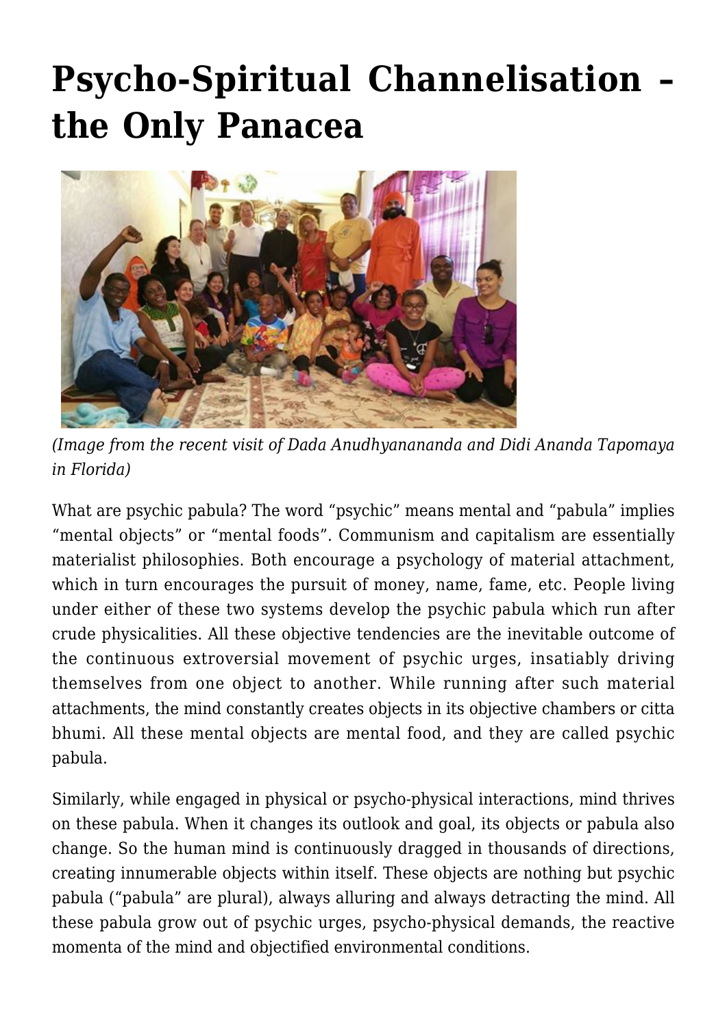# Psycho-Spiritual Channelisation – the Only Panacea

*(Image from the recent visit of Dada Anudhyanananda and Didi Ananda Tapomaya in Florida)*

What are psychic pabula? The word "psychic" means mental and "pabula" implies "mental objects" or "mental foods". Communism and capitalism are essentially materialist philosophies. Both encourage a psychology of material attachment, which in turn encourages the pursuit of money, name, fame, etc. People living under either of these two systems develop the psychic pabula which run after crude physicalities. All these objective tendencies are the inevitable outcome of the continuous extroversial movement of psychic urges, insatiably driving themselves from one object to another. While running after such material attachments, the mind constantly creates objects in its objective chambers or citta bhumi. All these mental objects are mental food, and they are called psychic pabula.

Similarly, while engaged in physical or psycho-physical interactions, mind thrives on these pabula. When it changes its outlook and goal, its objects or pabula also change. So the human mind is continuously dragged in thousands of directions, creating innumerable objects within itself. These objects are nothing but psychic pabula ("pabula" are plural), always alluring and always detracting the mind. All these pabula grow out of psychic urges, psycho-physical demands, the reactive momenta of the mind and objectified environmental conditions.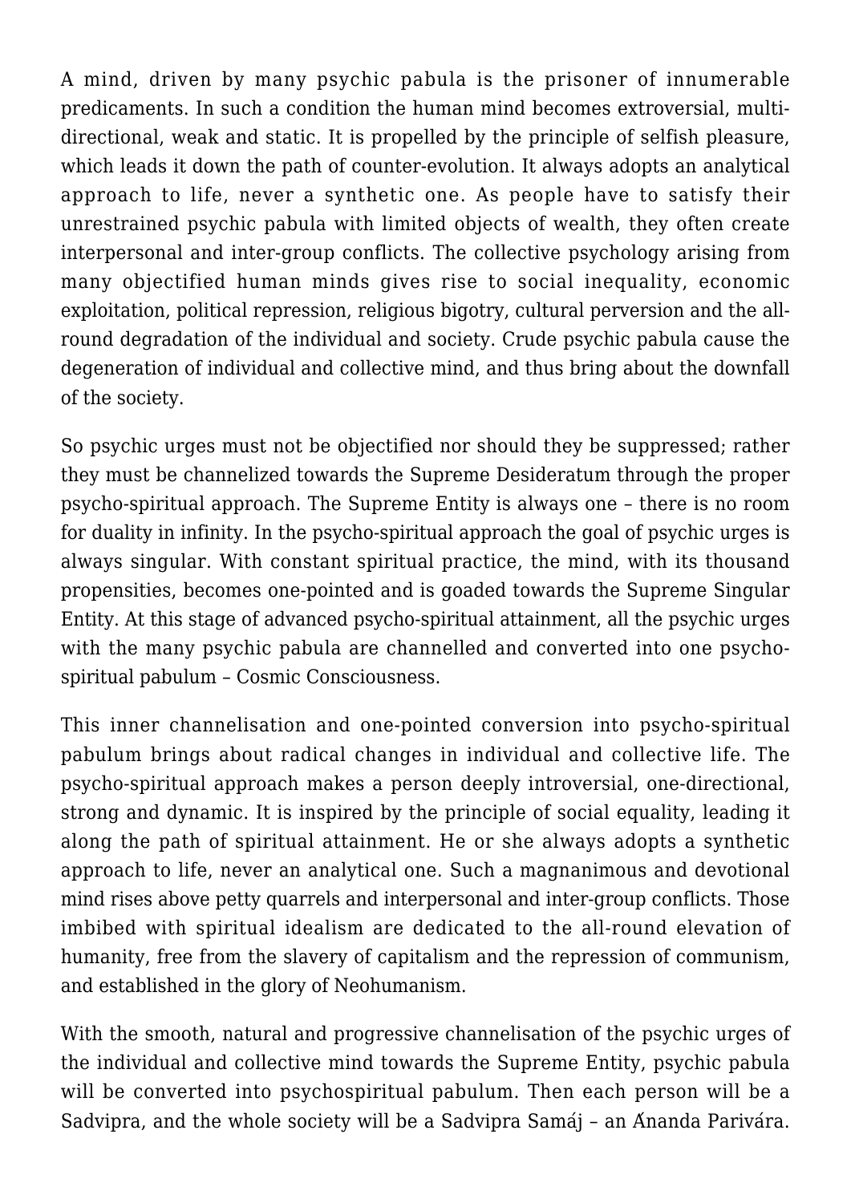A mind, driven by many psychic pabula is the prisoner of innumerable predicaments. In such a condition the human mind becomes extroversial, multi-directional, weak and static. It is propelled by the principle of selfish pleasure, which leads it down the path of counter-evolution. It always adopts an analytical approach to life, never a synthetic one. As people have to satisfy their unrestrained psychic pabula with limited objects of wealth, they often create interpersonal and inter-group conflicts. The collective psychology arising from many objectified human minds gives rise to social inequality, economic exploitation, political repression, religious bigotry, cultural perversion and the all-round degradation of the individual and society. Crude psychic pabula cause the degeneration of individual and collective mind, and thus bring about the downfall of the society.

So psychic urges must not be objectified nor should they be suppressed; rather they must be channelized towards the Supreme Desideratum through the proper psycho-spiritual approach. The Supreme Entity is always one – there is no room for duality in infinity. In the psycho-spiritual approach the goal of psychic urges is always singular. With constant spiritual practice, the mind, with its thousand propensities, becomes one-pointed and is goaded towards the Supreme Singular Entity. At this stage of advanced psycho-spiritual attainment, all the psychic urges with the many psychic pabula are channelled and converted into one psycho-spiritual pabulum – Cosmic Consciousness.

This inner channelisation and one-pointed conversion into psycho-spiritual pabulum brings about radical changes in individual and collective life. The psycho-spiritual approach makes a person deeply introversial, one-directional, strong and dynamic. It is inspired by the principle of social equality, leading it along the path of spiritual attainment. He or she always adopts a synthetic approach to life, never an analytical one. Such a magnanimous and devotional mind rises above petty quarrels and interpersonal and inter-group conflicts. Those imbibed with spiritual idealism are dedicated to the all-round elevation of humanity, free from the slavery of capitalism and the repression of communism, and established in the glory of Neohumanism.

With the smooth, natural and progressive channelisation of the psychic urges of the individual and collective mind towards the Supreme Entity, psychic pabula will be converted into psychospiritual pabulum. Then each person will be a Sadvipra, and the whole society will be a Sadvipra Samáj – an Ánanda Parivára.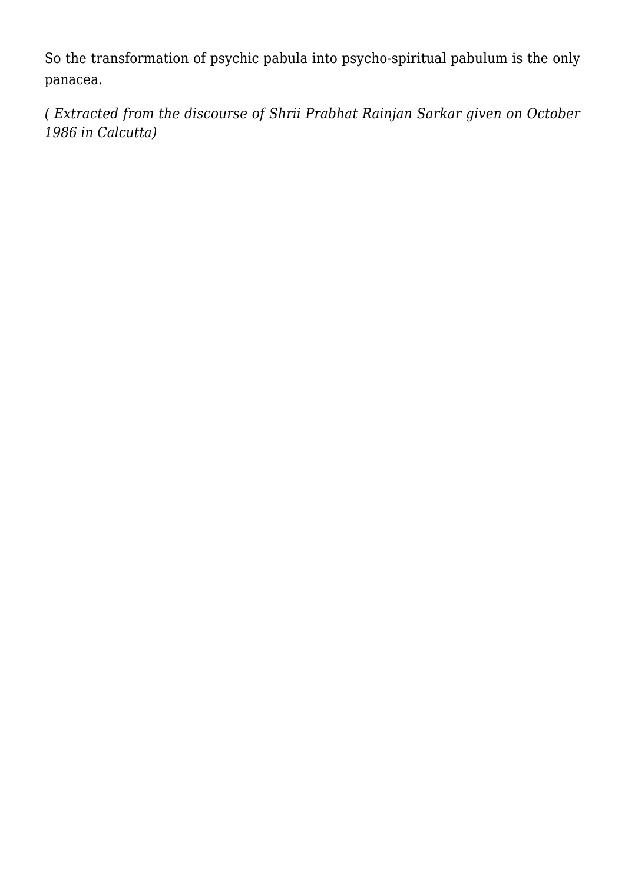So the transformation of psychic pabula into psycho-spiritual pabulum is the only panacea.

*( Extracted from the discourse of Shrii Prabhat Rainjan Sarkar given on October 1986 in Calcutta)*